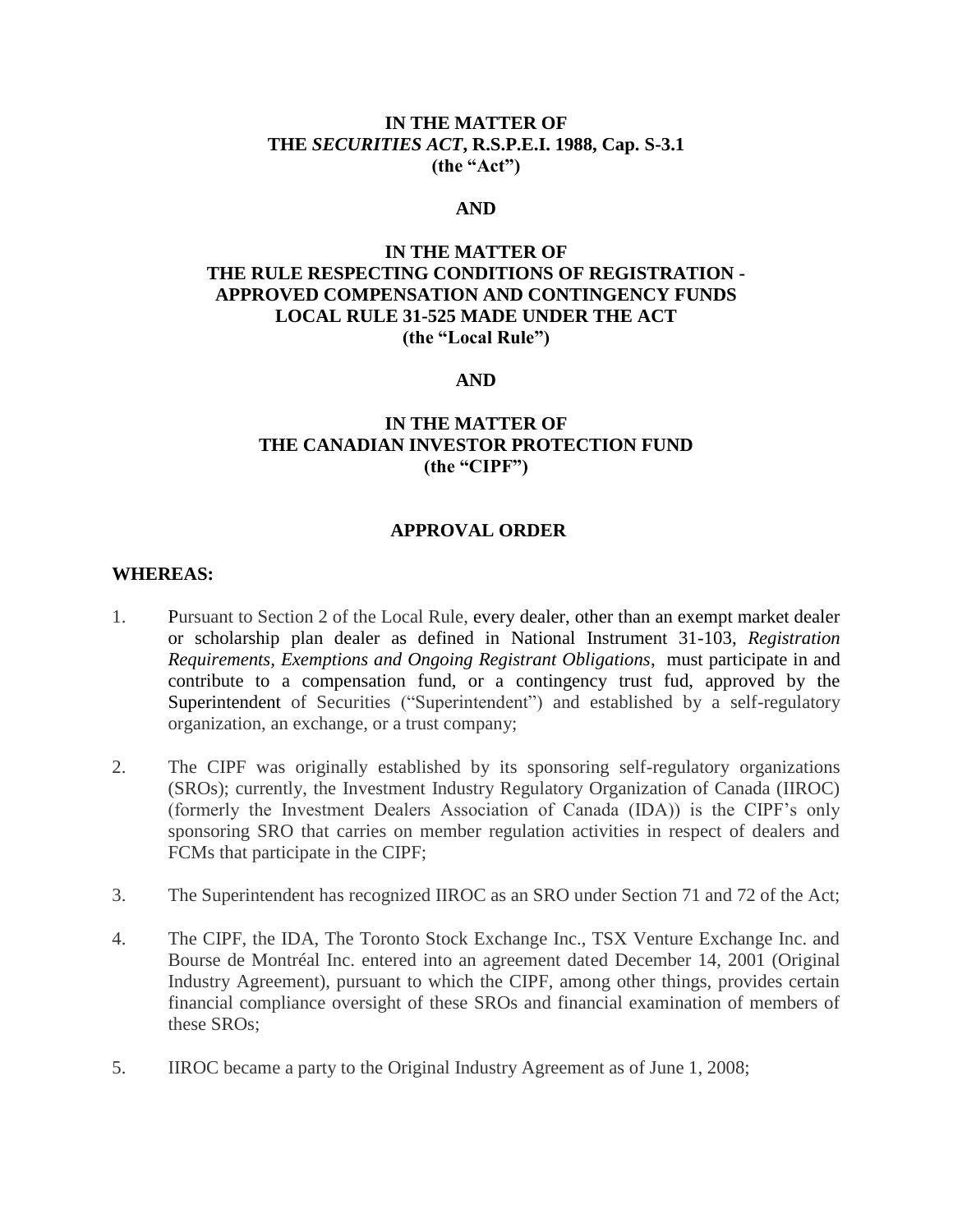**IN THE MATTER OF**
**THE *SECURITIES ACT*, R.S.P.E.I. 1988, Cap. S-3.1**
**(the "Act")**

**AND**

**IN THE MATTER OF**
**THE RULE RESPECTING CONDITIONS OF REGISTRATION - APPROVED COMPENSATION AND CONTINGENCY FUNDS LOCAL RULE 31-525 MADE UNDER THE ACT**
**(the "Local Rule")**

**AND**

**IN THE MATTER OF**
**THE CANADIAN INVESTOR PROTECTION FUND**
**(the "CIPF")**

## APPROVAL ORDER

**WHEREAS:**

1. Pursuant to Section 2 of the Local Rule, every dealer, other than an exempt market dealer or scholarship plan dealer as defined in National Instrument 31-103, *Registration Requirements, Exemptions and Ongoing Registrant Obligations*, must participate in and contribute to a compensation fund, or a contingency trust fud, approved by the Superintendent of Securities ("Superintendent") and established by a self-regulatory organization, an exchange, or a trust company;

2. The CIPF was originally established by its sponsoring self-regulatory organizations (SROs); currently, the Investment Industry Regulatory Organization of Canada (IIROC) (formerly the Investment Dealers Association of Canada (IDA)) is the CIPF's only sponsoring SRO that carries on member regulation activities in respect of dealers and FCMs that participate in the CIPF;

3. The Superintendent has recognized IIROC as an SRO under Section 71 and 72 of the Act;

4. The CIPF, the IDA, The Toronto Stock Exchange Inc., TSX Venture Exchange Inc. and Bourse de Montréal Inc. entered into an agreement dated December 14, 2001 (Original Industry Agreement), pursuant to which the CIPF, among other things, provides certain financial compliance oversight of these SROs and financial examination of members of these SROs;

5. IIROC became a party to the Original Industry Agreement as of June 1, 2008;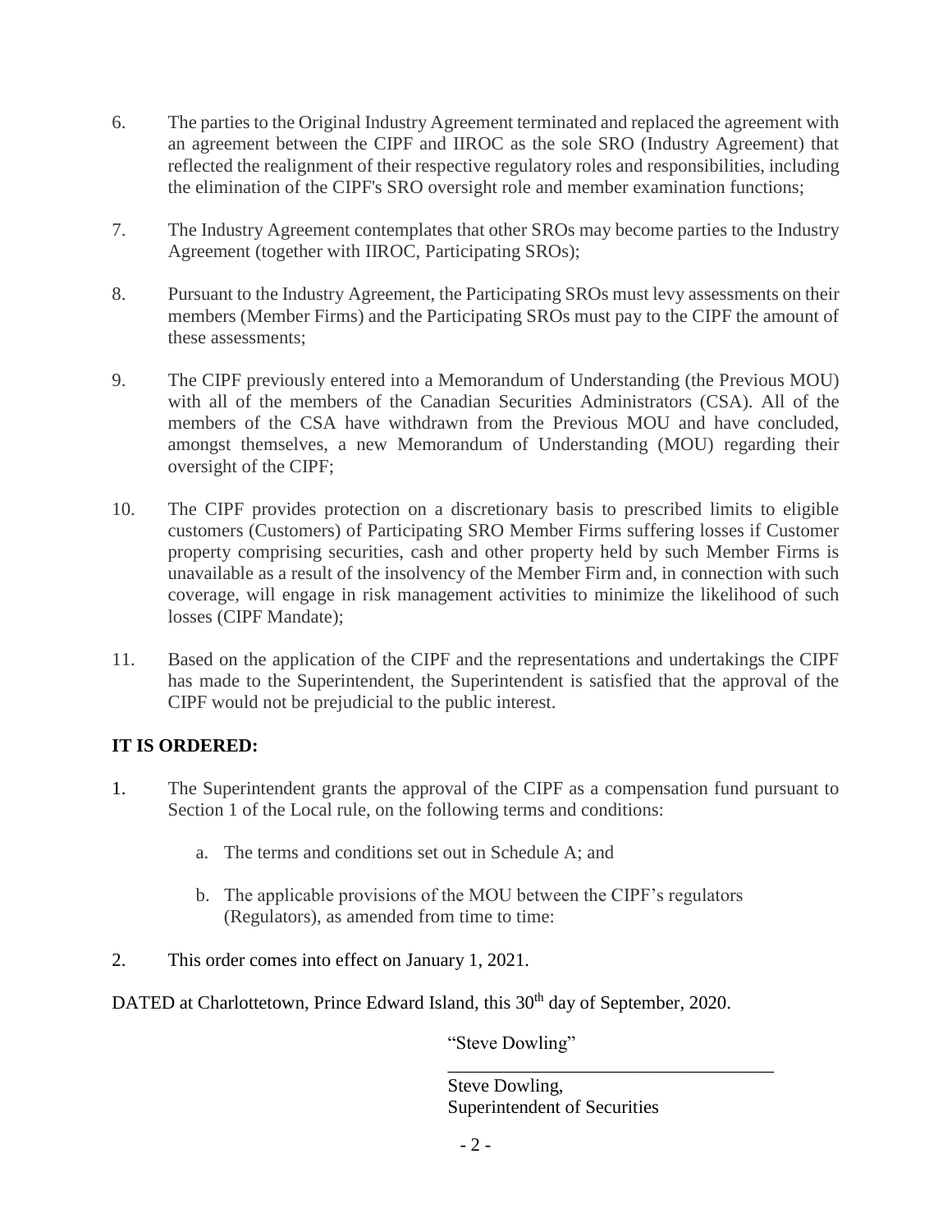6. The parties to the Original Industry Agreement terminated and replaced the agreement with an agreement between the CIPF and IIROC as the sole SRO (Industry Agreement) that reflected the realignment of their respective regulatory roles and responsibilities, including the elimination of the CIPF's SRO oversight role and member examination functions;

7. The Industry Agreement contemplates that other SROs may become parties to the Industry Agreement (together with IIROC, Participating SROs);

8. Pursuant to the Industry Agreement, the Participating SROs must levy assessments on their members (Member Firms) and the Participating SROs must pay to the CIPF the amount of these assessments;

9. The CIPF previously entered into a Memorandum of Understanding (the Previous MOU) with all of the members of the Canadian Securities Administrators (CSA). All of the members of the CSA have withdrawn from the Previous MOU and have concluded, amongst themselves, a new Memorandum of Understanding (MOU) regarding their oversight of the CIPF;

10. The CIPF provides protection on a discretionary basis to prescribed limits to eligible customers (Customers) of Participating SRO Member Firms suffering losses if Customer property comprising securities, cash and other property held by such Member Firms is unavailable as a result of the insolvency of the Member Firm and, in connection with such coverage, will engage in risk management activities to minimize the likelihood of such losses (CIPF Mandate);

11. Based on the application of the CIPF and the representations and undertakings the CIPF has made to the Superintendent, the Superintendent is satisfied that the approval of the CIPF would not be prejudicial to the public interest.

**IT IS ORDERED:**

1. The Superintendent grants the approval of the CIPF as a compensation fund pursuant to Section 1 of the Local rule, on the following terms and conditions:

   a. The terms and conditions set out in Schedule A; and

   b. The applicable provisions of the MOU between the CIPF's regulators (Regulators), as amended from time to time:

2. This order comes into effect on January 1, 2021.

DATED at Charlottetown, Prince Edward Island, this 30th day of September, 2020.

"Steve Dowling"

Steve Dowling,
Superintendent of Securities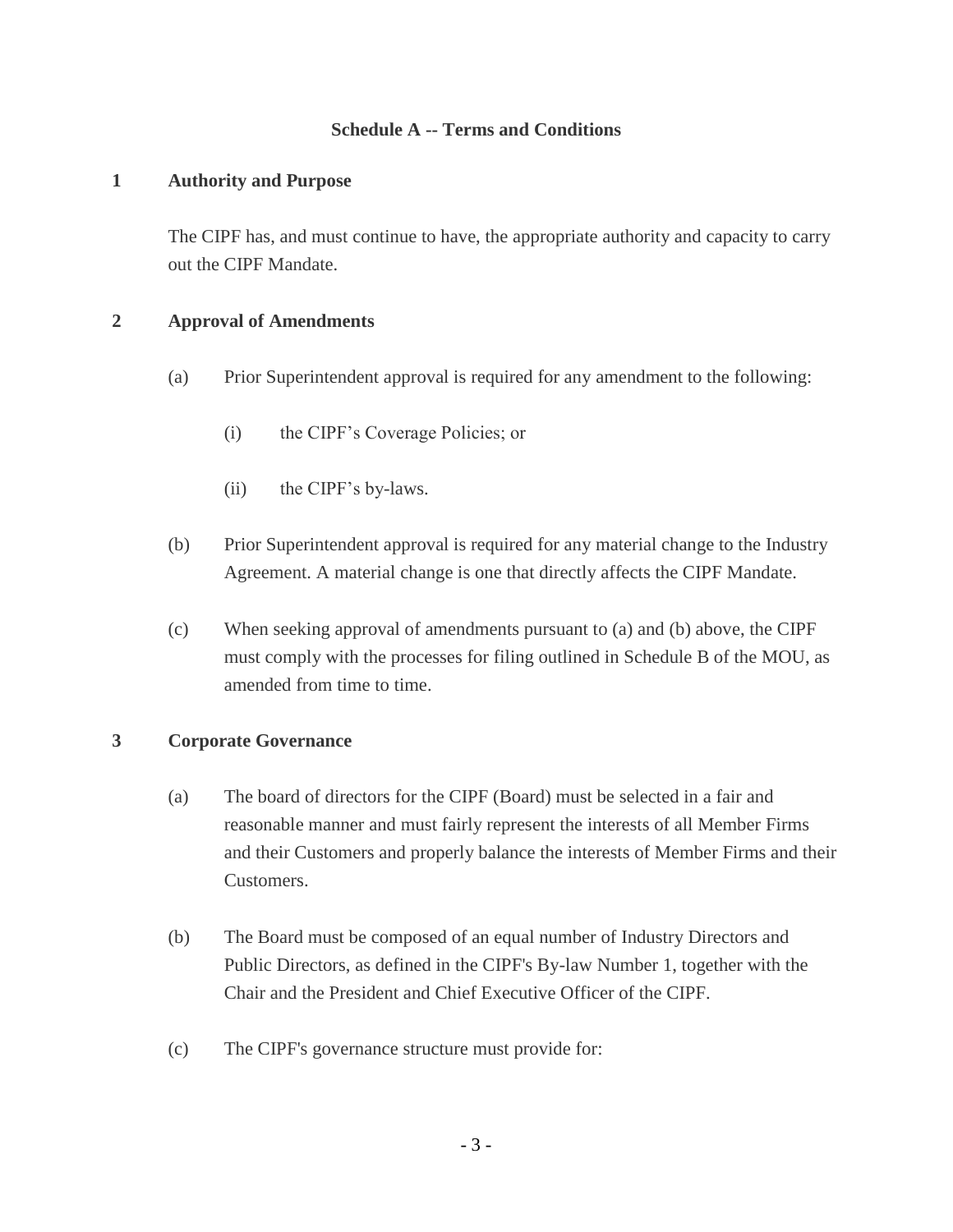## Schedule A -- Terms and Conditions

### 1 Authority and Purpose

The CIPF has, and must continue to have, the appropriate authority and capacity to carry out the CIPF Mandate.

### 2 Approval of Amendments

(a) Prior Superintendent approval is required for any amendment to the following:

   (i) the CIPF's Coverage Policies; or

   (ii) the CIPF's by-laws.

(b) Prior Superintendent approval is required for any material change to the Industry Agreement. A material change is one that directly affects the CIPF Mandate.

(c) When seeking approval of amendments pursuant to (a) and (b) above, the CIPF must comply with the processes for filing outlined in Schedule B of the MOU, as amended from time to time.

### 3 Corporate Governance

(a) The board of directors for the CIPF (Board) must be selected in a fair and reasonable manner and must fairly represent the interests of all Member Firms and their Customers and properly balance the interests of Member Firms and their Customers.

(b) The Board must be composed of an equal number of Industry Directors and Public Directors, as defined in the CIPF's By-law Number 1, together with the Chair and the President and Chief Executive Officer of the CIPF.

(c) The CIPF's governance structure must provide for: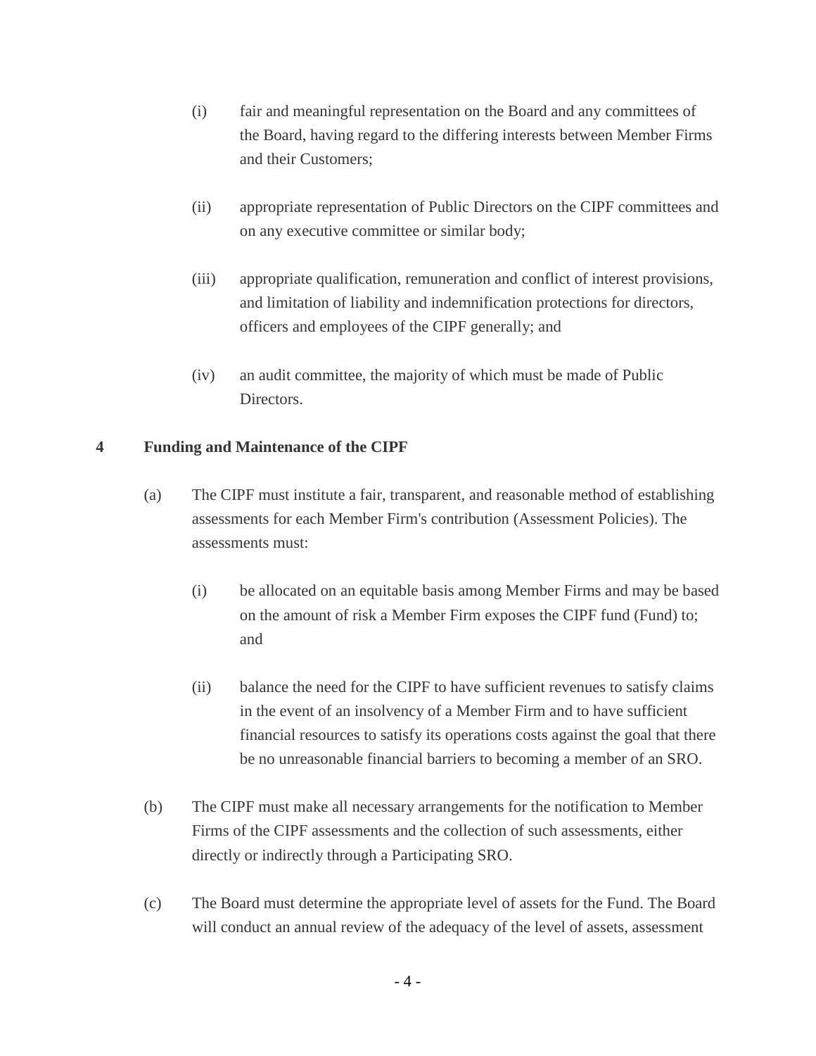(i) fair and meaningful representation on the Board and any committees of the Board, having regard to the differing interests between Member Firms and their Customers;

(ii) appropriate representation of Public Directors on the CIPF committees and on any executive committee or similar body;

(iii) appropriate qualification, remuneration and conflict of interest provisions, and limitation of liability and indemnification protections for directors, officers and employees of the CIPF generally; and

(iv) an audit committee, the majority of which must be made of Public Directors.

## 4 Funding and Maintenance of the CIPF

(a) The CIPF must institute a fair, transparent, and reasonable method of establishing assessments for each Member Firm's contribution (Assessment Policies). The assessments must:

(i) be allocated on an equitable basis among Member Firms and may be based on the amount of risk a Member Firm exposes the CIPF fund (Fund) to; and

(ii) balance the need for the CIPF to have sufficient revenues to satisfy claims in the event of an insolvency of a Member Firm and to have sufficient financial resources to satisfy its operations costs against the goal that there be no unreasonable financial barriers to becoming a member of an SRO.

(b) The CIPF must make all necessary arrangements for the notification to Member Firms of the CIPF assessments and the collection of such assessments, either directly or indirectly through a Participating SRO.

(c) The Board must determine the appropriate level of assets for the Fund. The Board will conduct an annual review of the adequacy of the level of assets, assessment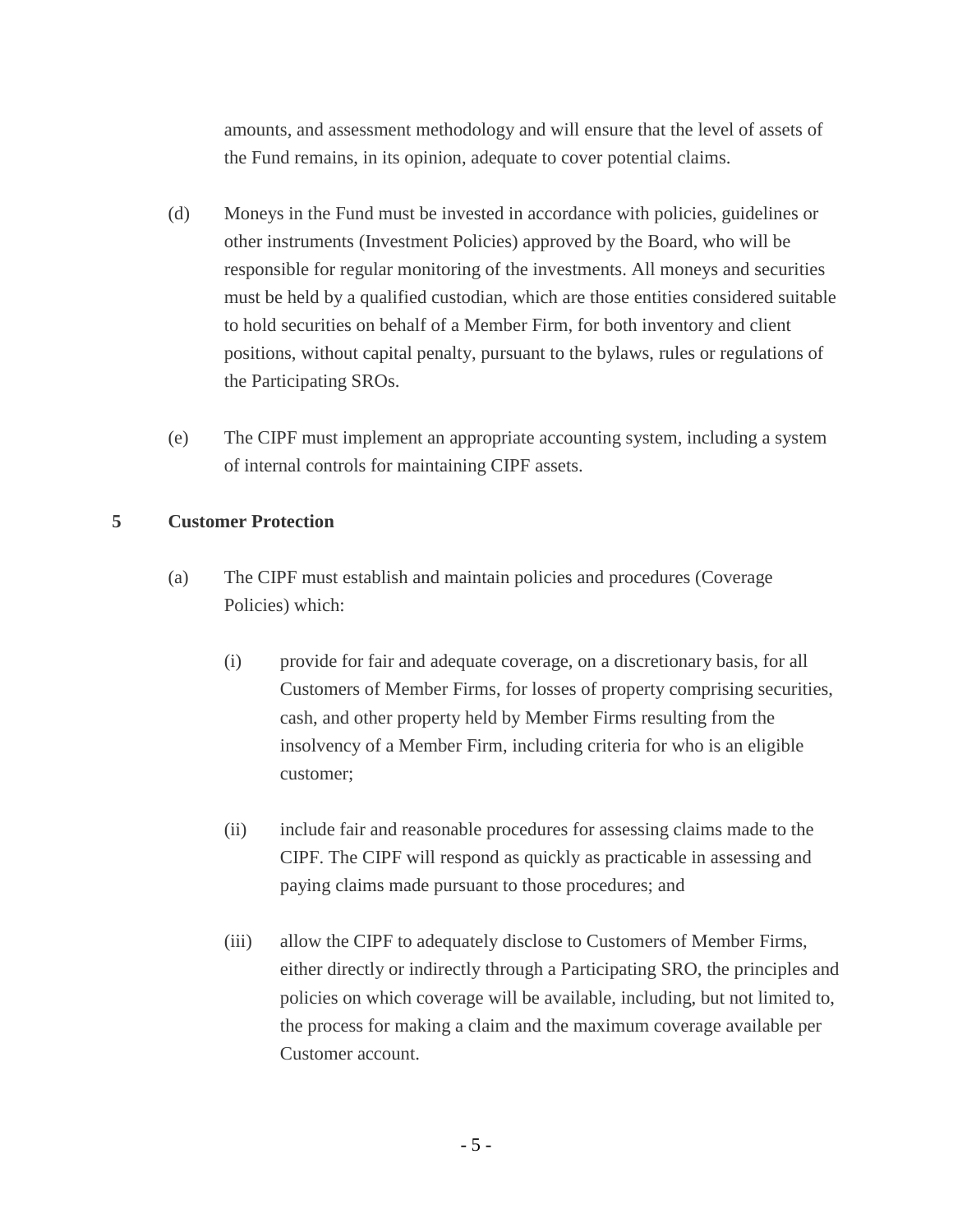amounts, and assessment methodology and will ensure that the level of assets of the Fund remains, in its opinion, adequate to cover potential claims.

(d) Moneys in the Fund must be invested in accordance with policies, guidelines or other instruments (Investment Policies) approved by the Board, who will be responsible for regular monitoring of the investments. All moneys and securities must be held by a qualified custodian, which are those entities considered suitable to hold securities on behalf of a Member Firm, for both inventory and client positions, without capital penalty, pursuant to the bylaws, rules or regulations of the Participating SROs.

(e) The CIPF must implement an appropriate accounting system, including a system of internal controls for maintaining CIPF assets.

## 5 Customer Protection

(a) The CIPF must establish and maintain policies and procedures (Coverage Policies) which:

(i) provide for fair and adequate coverage, on a discretionary basis, for all Customers of Member Firms, for losses of property comprising securities, cash, and other property held by Member Firms resulting from the insolvency of a Member Firm, including criteria for who is an eligible customer;

(ii) include fair and reasonable procedures for assessing claims made to the CIPF. The CIPF will respond as quickly as practicable in assessing and paying claims made pursuant to those procedures; and

(iii) allow the CIPF to adequately disclose to Customers of Member Firms, either directly or indirectly through a Participating SRO, the principles and policies on which coverage will be available, including, but not limited to, the process for making a claim and the maximum coverage available per Customer account.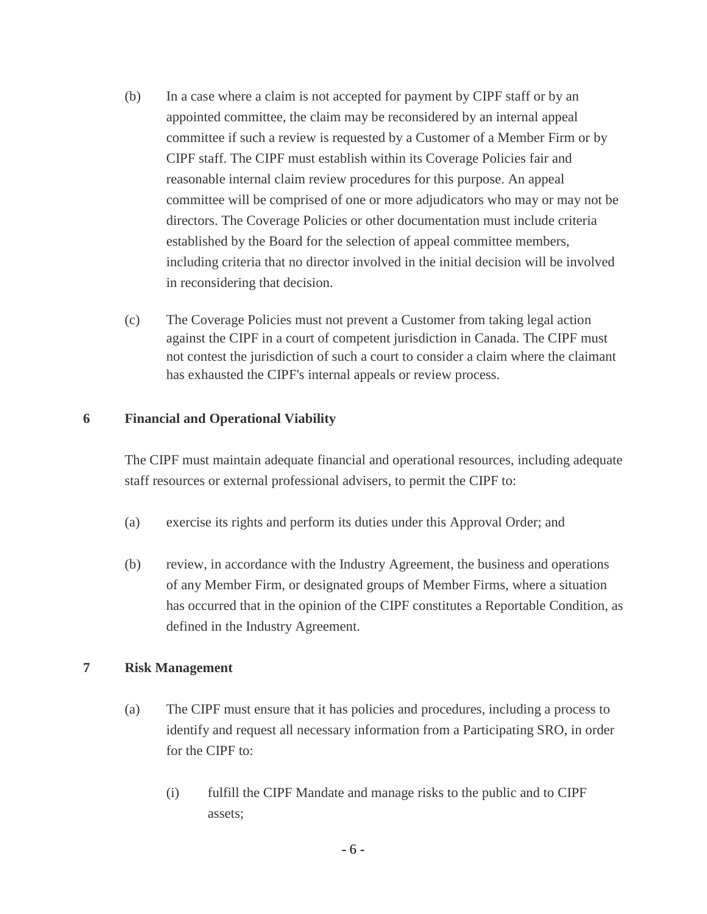(b) In a case where a claim is not accepted for payment by CIPF staff or by an appointed committee, the claim may be reconsidered by an internal appeal committee if such a review is requested by a Customer of a Member Firm or by CIPF staff. The CIPF must establish within its Coverage Policies fair and reasonable internal claim review procedures for this purpose. An appeal committee will be comprised of one or more adjudicators who may or may not be directors. The Coverage Policies or other documentation must include criteria established by the Board for the selection of appeal committee members, including criteria that no director involved in the initial decision will be involved in reconsidering that decision.

(c) The Coverage Policies must not prevent a Customer from taking legal action against the CIPF in a court of competent jurisdiction in Canada. The CIPF must not contest the jurisdiction of such a court to consider a claim where the claimant has exhausted the CIPF's internal appeals or review process.

## 6 Financial and Operational Viability

The CIPF must maintain adequate financial and operational resources, including adequate staff resources or external professional advisers, to permit the CIPF to:

(a) exercise its rights and perform its duties under this Approval Order; and

(b) review, in accordance with the Industry Agreement, the business and operations of any Member Firm, or designated groups of Member Firms, where a situation has occurred that in the opinion of the CIPF constitutes a Reportable Condition, as defined in the Industry Agreement.

## 7 Risk Management

(a) The CIPF must ensure that it has policies and procedures, including a process to identify and request all necessary information from a Participating SRO, in order for the CIPF to:

  (i) fulfill the CIPF Mandate and manage risks to the public and to CIPF assets;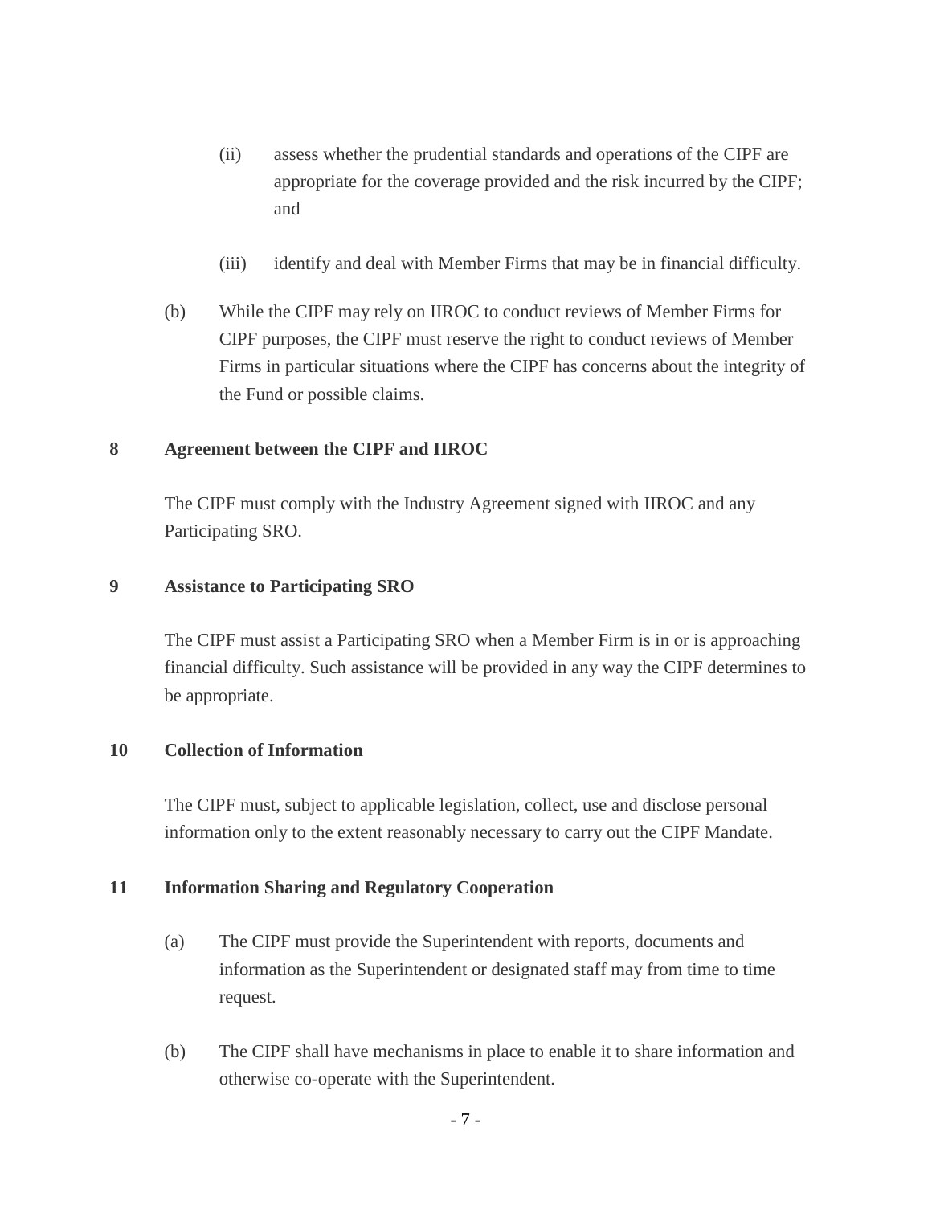(ii) assess whether the prudential standards and operations of the CIPF are appropriate for the coverage provided and the risk incurred by the CIPF; and

(iii) identify and deal with Member Firms that may be in financial difficulty.

(b) While the CIPF may rely on IIROC to conduct reviews of Member Firms for CIPF purposes, the CIPF must reserve the right to conduct reviews of Member Firms in particular situations where the CIPF has concerns about the integrity of the Fund or possible claims.

## 8 Agreement between the CIPF and IIROC

The CIPF must comply with the Industry Agreement signed with IIROC and any Participating SRO.

## 9 Assistance to Participating SRO

The CIPF must assist a Participating SRO when a Member Firm is in or is approaching financial difficulty. Such assistance will be provided in any way the CIPF determines to be appropriate.

## 10 Collection of Information

The CIPF must, subject to applicable legislation, collect, use and disclose personal information only to the extent reasonably necessary to carry out the CIPF Mandate.

## 11 Information Sharing and Regulatory Cooperation

(a) The CIPF must provide the Superintendent with reports, documents and information as the Superintendent or designated staff may from time to time request.

(b) The CIPF shall have mechanisms in place to enable it to share information and otherwise co-operate with the Superintendent.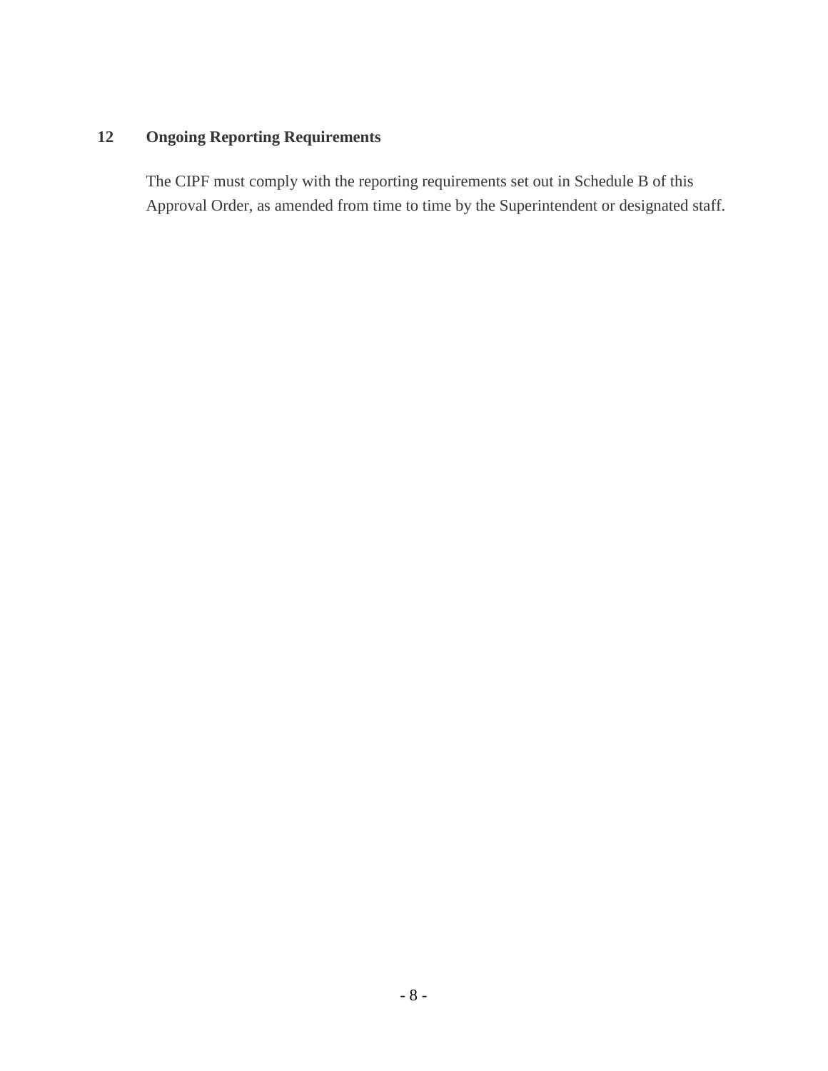## 12 Ongoing Reporting Requirements

The CIPF must comply with the reporting requirements set out in Schedule B of this Approval Order, as amended from time to time by the Superintendent or designated staff.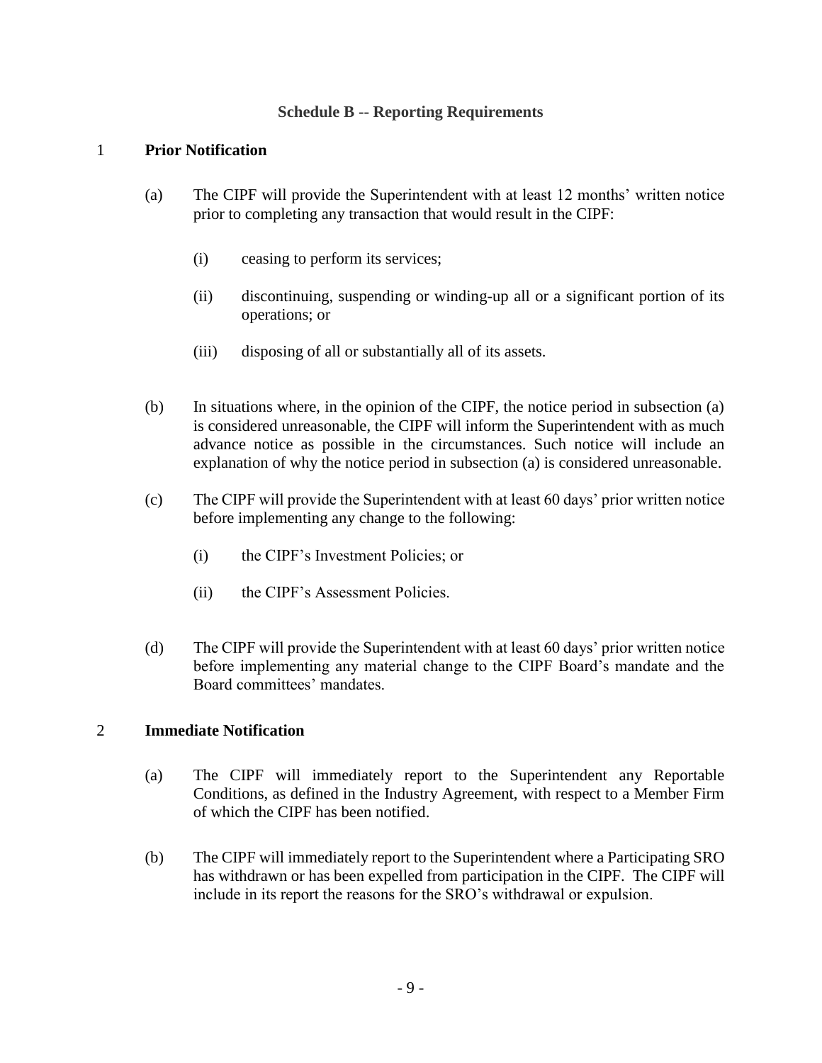## Schedule B -- Reporting Requirements

### 1 Prior Notification

(a) The CIPF will provide the Superintendent with at least 12 months' written notice prior to completing any transaction that would result in the CIPF:

(i) ceasing to perform its services;

(ii) discontinuing, suspending or winding-up all or a significant portion of its operations; or

(iii) disposing of all or substantially all of its assets.

(b) In situations where, in the opinion of the CIPF, the notice period in subsection (a) is considered unreasonable, the CIPF will inform the Superintendent with as much advance notice as possible in the circumstances. Such notice will include an explanation of why the notice period in subsection (a) is considered unreasonable.

(c) The CIPF will provide the Superintendent with at least 60 days' prior written notice before implementing any change to the following:

(i) the CIPF's Investment Policies; or

(ii) the CIPF's Assessment Policies.

(d) The CIPF will provide the Superintendent with at least 60 days' prior written notice before implementing any material change to the CIPF Board's mandate and the Board committees' mandates.

### 2 Immediate Notification

(a) The CIPF will immediately report to the Superintendent any Reportable Conditions, as defined in the Industry Agreement, with respect to a Member Firm of which the CIPF has been notified.

(b) The CIPF will immediately report to the Superintendent where a Participating SRO has withdrawn or has been expelled from participation in the CIPF. The CIPF will include in its report the reasons for the SRO's withdrawal or expulsion.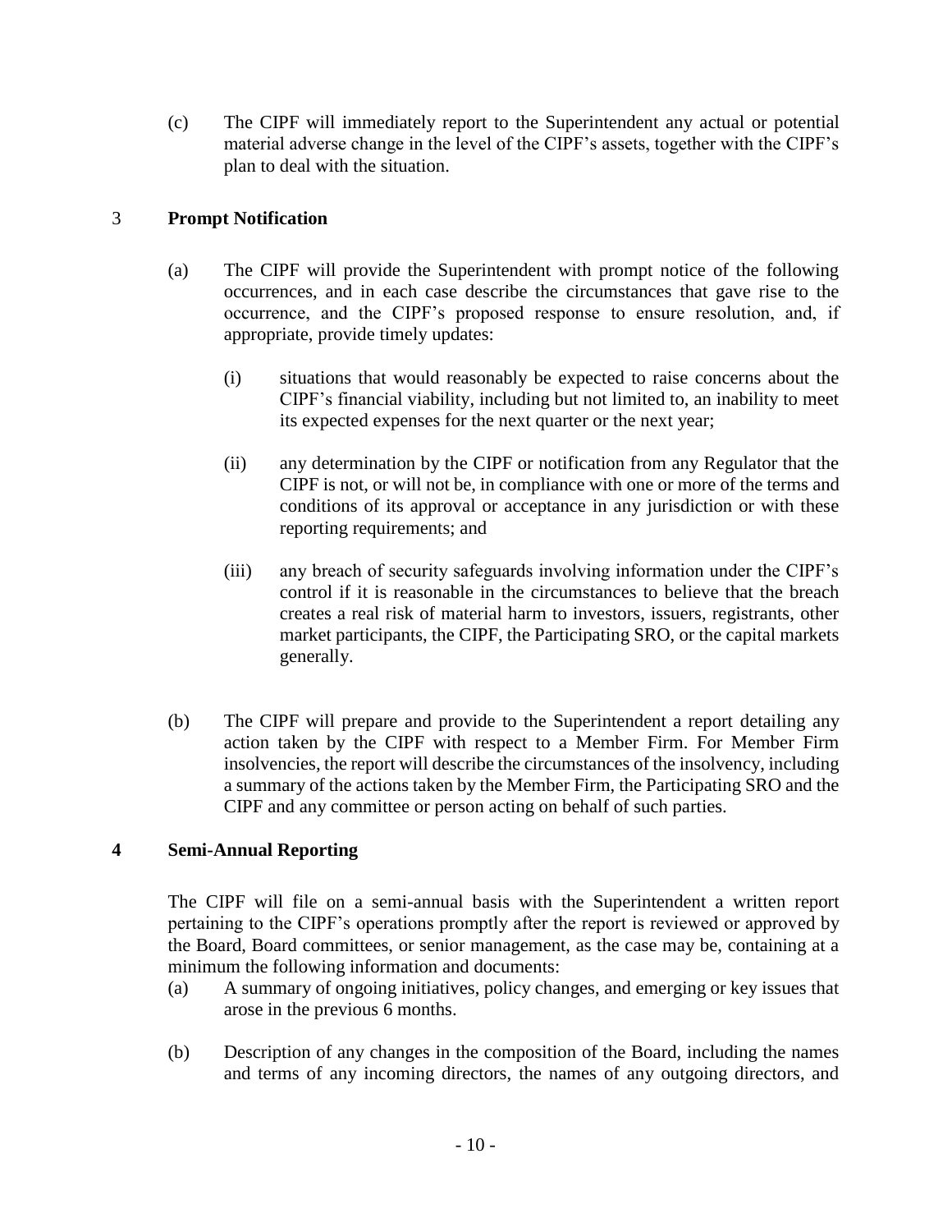(c) The CIPF will immediately report to the Superintendent any actual or potential material adverse change in the level of the CIPF's assets, together with the CIPF's plan to deal with the situation.

## 3 **Prompt Notification**

(a) The CIPF will provide the Superintendent with prompt notice of the following occurrences, and in each case describe the circumstances that gave rise to the occurrence, and the CIPF's proposed response to ensure resolution, and, if appropriate, provide timely updates:

(i) situations that would reasonably be expected to raise concerns about the CIPF's financial viability, including but not limited to, an inability to meet its expected expenses for the next quarter or the next year;

(ii) any determination by the CIPF or notification from any Regulator that the CIPF is not, or will not be, in compliance with one or more of the terms and conditions of its approval or acceptance in any jurisdiction or with these reporting requirements; and

(iii) any breach of security safeguards involving information under the CIPF's control if it is reasonable in the circumstances to believe that the breach creates a real risk of material harm to investors, issuers, registrants, other market participants, the CIPF, the Participating SRO, or the capital markets generally.

(b) The CIPF will prepare and provide to the Superintendent a report detailing any action taken by the CIPF with respect to a Member Firm. For Member Firm insolvencies, the report will describe the circumstances of the insolvency, including a summary of the actions taken by the Member Firm, the Participating SRO and the CIPF and any committee or person acting on behalf of such parties.

## **4 Semi-Annual Reporting**

The CIPF will file on a semi-annual basis with the Superintendent a written report pertaining to the CIPF's operations promptly after the report is reviewed or approved by the Board, Board committees, or senior management, as the case may be, containing at a minimum the following information and documents:

(a) A summary of ongoing initiatives, policy changes, and emerging or key issues that arose in the previous 6 months.

(b) Description of any changes in the composition of the Board, including the names and terms of any incoming directors, the names of any outgoing directors, and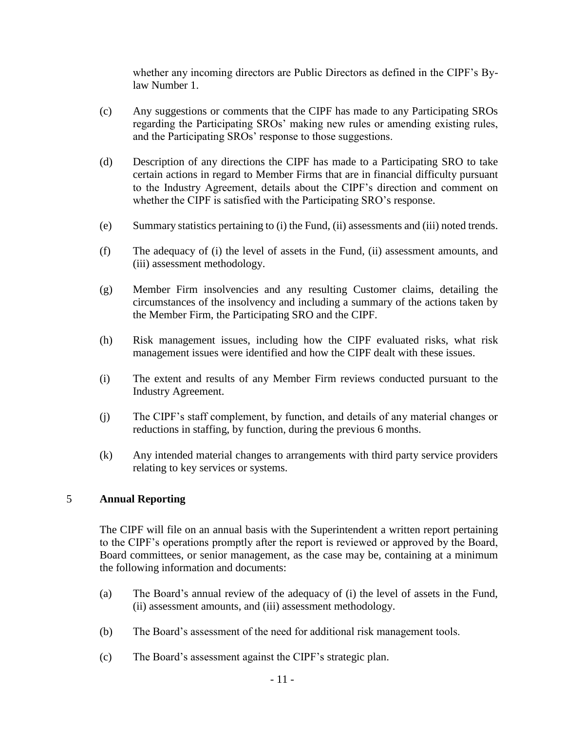whether any incoming directors are Public Directors as defined in the CIPF's By-law Number 1.

(c) Any suggestions or comments that the CIPF has made to any Participating SROs regarding the Participating SROs' making new rules or amending existing rules, and the Participating SROs' response to those suggestions.

(d) Description of any directions the CIPF has made to a Participating SRO to take certain actions in regard to Member Firms that are in financial difficulty pursuant to the Industry Agreement, details about the CIPF's direction and comment on whether the CIPF is satisfied with the Participating SRO's response.

(e) Summary statistics pertaining to (i) the Fund, (ii) assessments and (iii) noted trends.

(f) The adequacy of (i) the level of assets in the Fund, (ii) assessment amounts, and (iii) assessment methodology.

(g) Member Firm insolvencies and any resulting Customer claims, detailing the circumstances of the insolvency and including a summary of the actions taken by the Member Firm, the Participating SRO and the CIPF.

(h) Risk management issues, including how the CIPF evaluated risks, what risk management issues were identified and how the CIPF dealt with these issues.

(i) The extent and results of any Member Firm reviews conducted pursuant to the Industry Agreement.

(j) The CIPF's staff complement, by function, and details of any material changes or reductions in staffing, by function, during the previous 6 months.

(k) Any intended material changes to arrangements with third party service providers relating to key services or systems.

## 5 Annual Reporting

The CIPF will file on an annual basis with the Superintendent a written report pertaining to the CIPF's operations promptly after the report is reviewed or approved by the Board, Board committees, or senior management, as the case may be, containing at a minimum the following information and documents:

(a) The Board's annual review of the adequacy of (i) the level of assets in the Fund, (ii) assessment amounts, and (iii) assessment methodology.

(b) The Board's assessment of the need for additional risk management tools.

(c) The Board's assessment against the CIPF's strategic plan.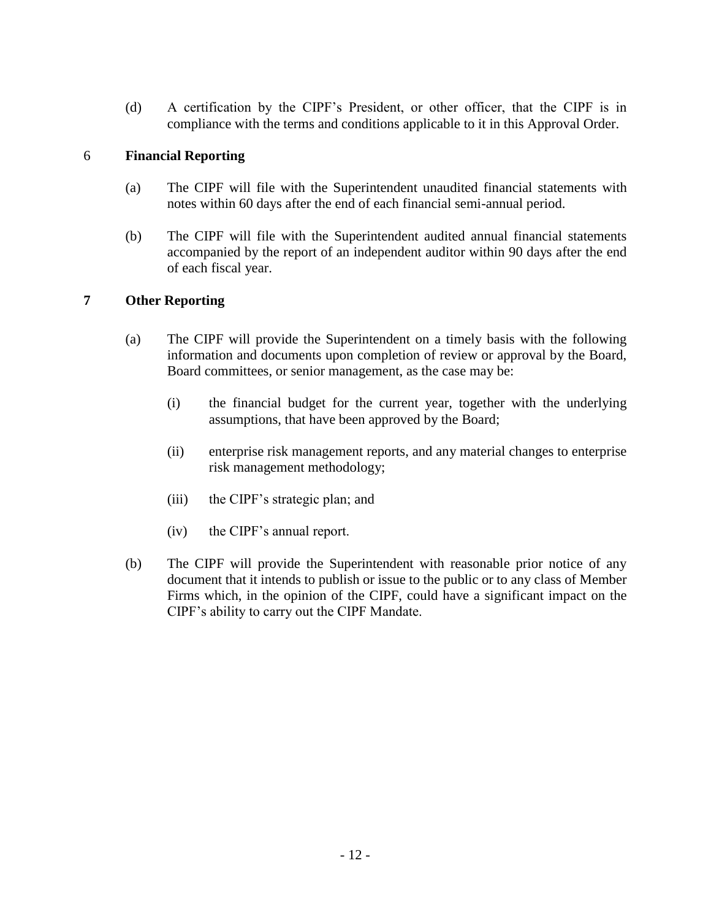(d) A certification by the CIPF's President, or other officer, that the CIPF is in compliance with the terms and conditions applicable to it in this Approval Order.

## 6 Financial Reporting

(a) The CIPF will file with the Superintendent unaudited financial statements with notes within 60 days after the end of each financial semi-annual period.

(b) The CIPF will file with the Superintendent audited annual financial statements accompanied by the report of an independent auditor within 90 days after the end of each fiscal year.

## 7 Other Reporting

(a) The CIPF will provide the Superintendent on a timely basis with the following information and documents upon completion of review or approval by the Board, Board committees, or senior management, as the case may be:

(i) the financial budget for the current year, together with the underlying assumptions, that have been approved by the Board;

(ii) enterprise risk management reports, and any material changes to enterprise risk management methodology;

(iii) the CIPF's strategic plan; and

(iv) the CIPF's annual report.

(b) The CIPF will provide the Superintendent with reasonable prior notice of any document that it intends to publish or issue to the public or to any class of Member Firms which, in the opinion of the CIPF, could have a significant impact on the CIPF's ability to carry out the CIPF Mandate.